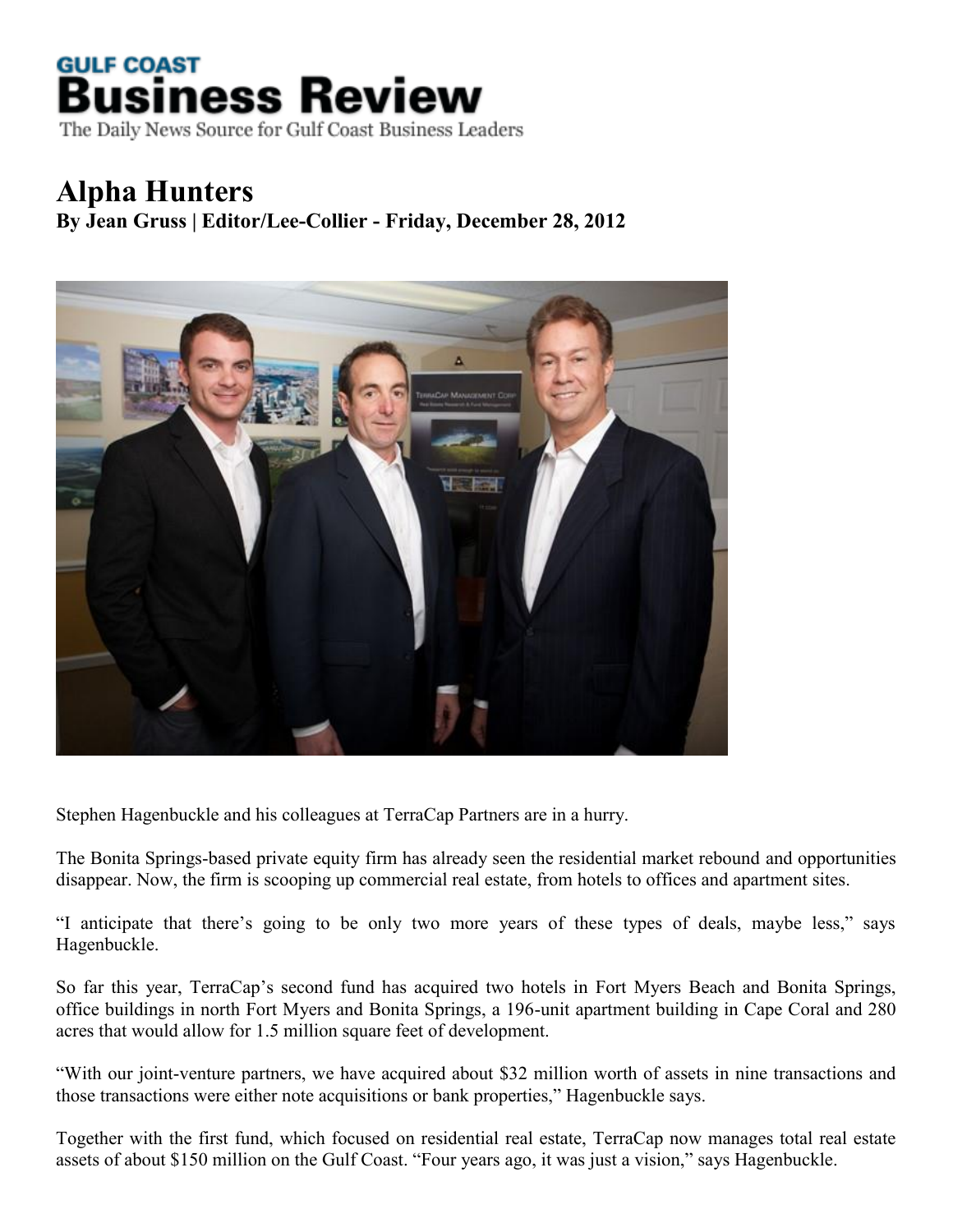**GULF COAST**
# Business Review
The Daily News Source for Gulf Coast Business Leaders

# Alpha Hunters
**By Jean Gruss | Editor/Lee-Collier - Friday, December 28, 2012**

Stephen Hagenbuckle and his colleagues at TerraCap Partners are in a hurry.

The Bonita Springs-based private equity firm has already seen the residential market rebound and opportunities disappear. Now, the firm is scooping up commercial real estate, from hotels to offices and apartment sites.

"I anticipate that there's going to be only two more years of these types of deals, maybe less," says Hagenbuckle.

So far this year, TerraCap's second fund has acquired two hotels in Fort Myers Beach and Bonita Springs, office buildings in north Fort Myers and Bonita Springs, a 196-unit apartment building in Cape Coral and 280 acres that would allow for 1.5 million square feet of development.

"With our joint-venture partners, we have acquired about $32 million worth of assets in nine transactions and those transactions were either note acquisitions or bank properties," Hagenbuckle says.

Together with the first fund, which focused on residential real estate, TerraCap now manages total real estate assets of about $150 million on the Gulf Coast. "Four years ago, it was just a vision," says Hagenbuckle.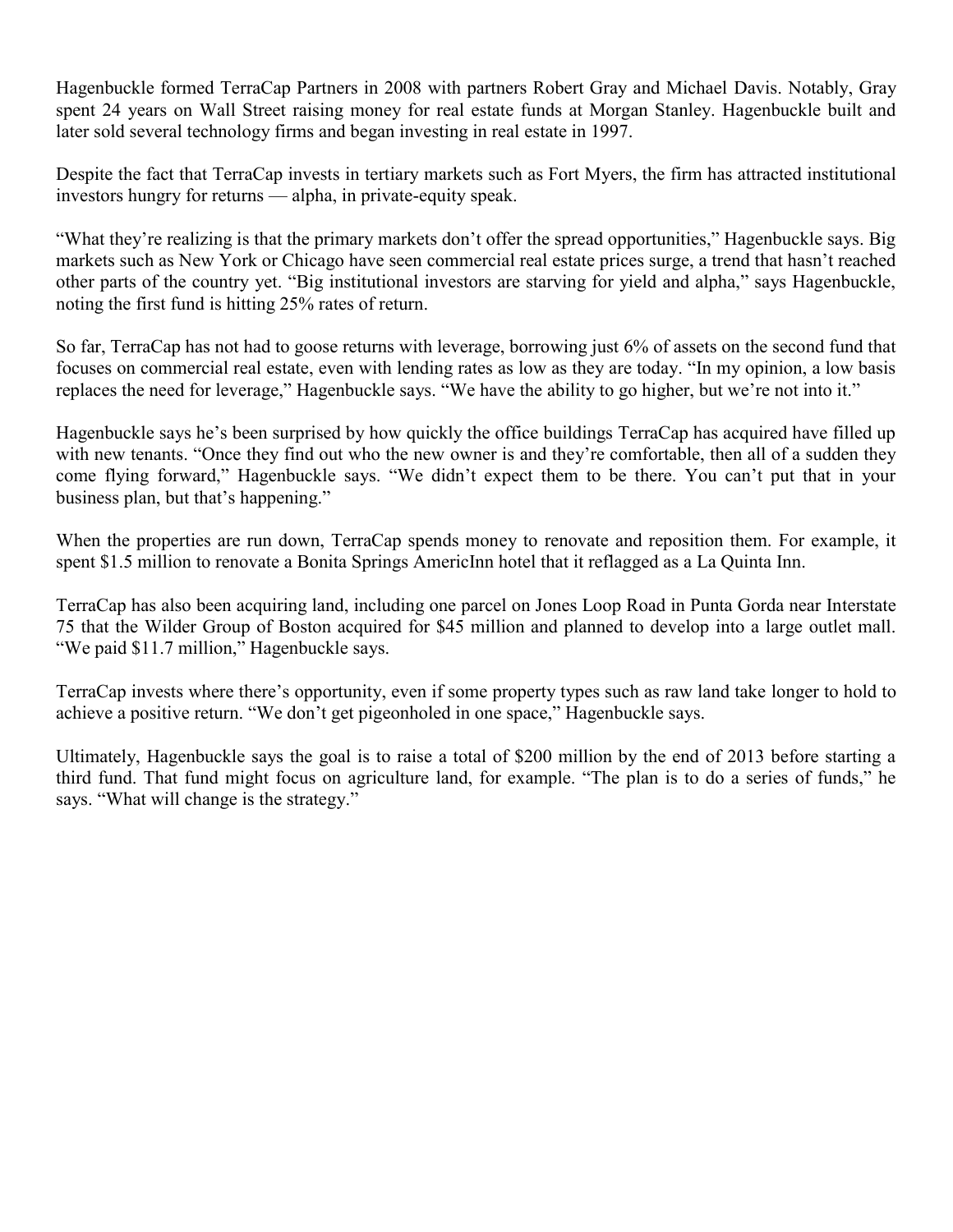Hagenbuckle formed TerraCap Partners in 2008 with partners Robert Gray and Michael Davis. Notably, Gray spent 24 years on Wall Street raising money for real estate funds at Morgan Stanley. Hagenbuckle built and later sold several technology firms and began investing in real estate in 1997.

Despite the fact that TerraCap invests in tertiary markets such as Fort Myers, the firm has attracted institutional investors hungry for returns — alpha, in private-equity speak.

"What they're realizing is that the primary markets don't offer the spread opportunities," Hagenbuckle says. Big markets such as New York or Chicago have seen commercial real estate prices surge, a trend that hasn't reached other parts of the country yet. "Big institutional investors are starving for yield and alpha," says Hagenbuckle, noting the first fund is hitting 25% rates of return.

So far, TerraCap has not had to goose returns with leverage, borrowing just 6% of assets on the second fund that focuses on commercial real estate, even with lending rates as low as they are today. "In my opinion, a low basis replaces the need for leverage," Hagenbuckle says. "We have the ability to go higher, but we're not into it."

Hagenbuckle says he's been surprised by how quickly the office buildings TerraCap has acquired have filled up with new tenants. "Once they find out who the new owner is and they're comfortable, then all of a sudden they come flying forward," Hagenbuckle says. "We didn't expect them to be there. You can't put that in your business plan, but that's happening."

When the properties are run down, TerraCap spends money to renovate and reposition them. For example, it spent $1.5 million to renovate a Bonita Springs AmericInn hotel that it reflagged as a La Quinta Inn.

TerraCap has also been acquiring land, including one parcel on Jones Loop Road in Punta Gorda near Interstate 75 that the Wilder Group of Boston acquired for $45 million and planned to develop into a large outlet mall. "We paid $11.7 million," Hagenbuckle says.

TerraCap invests where there's opportunity, even if some property types such as raw land take longer to hold to achieve a positive return. "We don't get pigeonholed in one space," Hagenbuckle says.

Ultimately, Hagenbuckle says the goal is to raise a total of $200 million by the end of 2013 before starting a third fund. That fund might focus on agriculture land, for example. "The plan is to do a series of funds," he says. "What will change is the strategy."